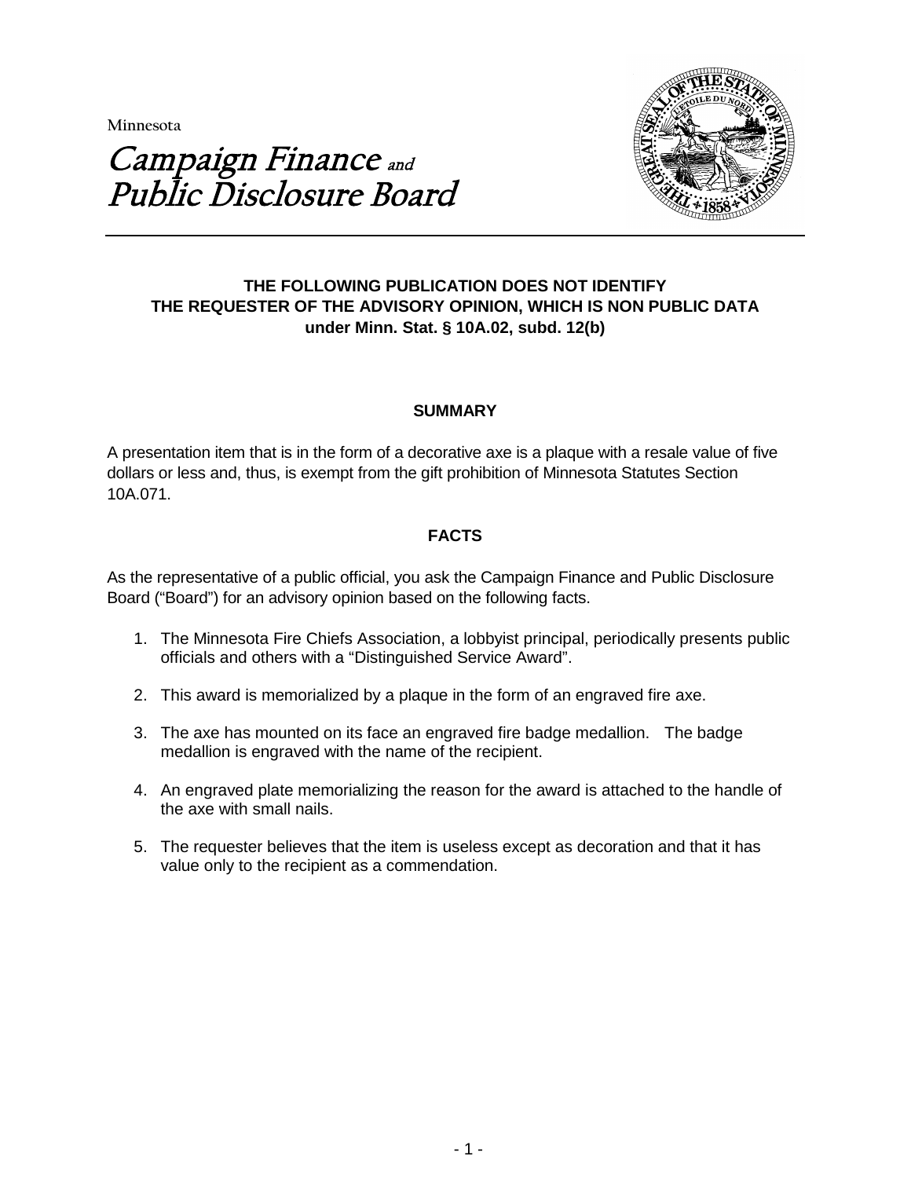Minnesota

# Campaign Finance and Public Disclosure Board

**THE FOLLOWING PUBLICATION DOES NOT IDENTIFY THE REQUESTER OF THE ADVISORY OPINION, WHICH IS NON PUBLIC DATA under Minn. Stat. § 10A.02, subd. 12(b)**

## SUMMARY

A presentation item that is in the form of a decorative axe is a plaque with a resale value of five dollars or less and, thus, is exempt from the gift prohibition of Minnesota Statutes Section 10A.071.

## FACTS

As the representative of a public official, you ask the Campaign Finance and Public Disclosure Board ("Board") for an advisory opinion based on the following facts.

1. The Minnesota Fire Chiefs Association, a lobbyist principal, periodically presents public officials and others with a "Distinguished Service Award".
2. This award is memorialized by a plaque in the form of an engraved fire axe.
3. The axe has mounted on its face an engraved fire badge medallion. The badge medallion is engraved with the name of the recipient.
4. An engraved plate memorializing the reason for the award is attached to the handle of the axe with small nails.
5. The requester believes that the item is useless except as decoration and that it has value only to the recipient as a commendation.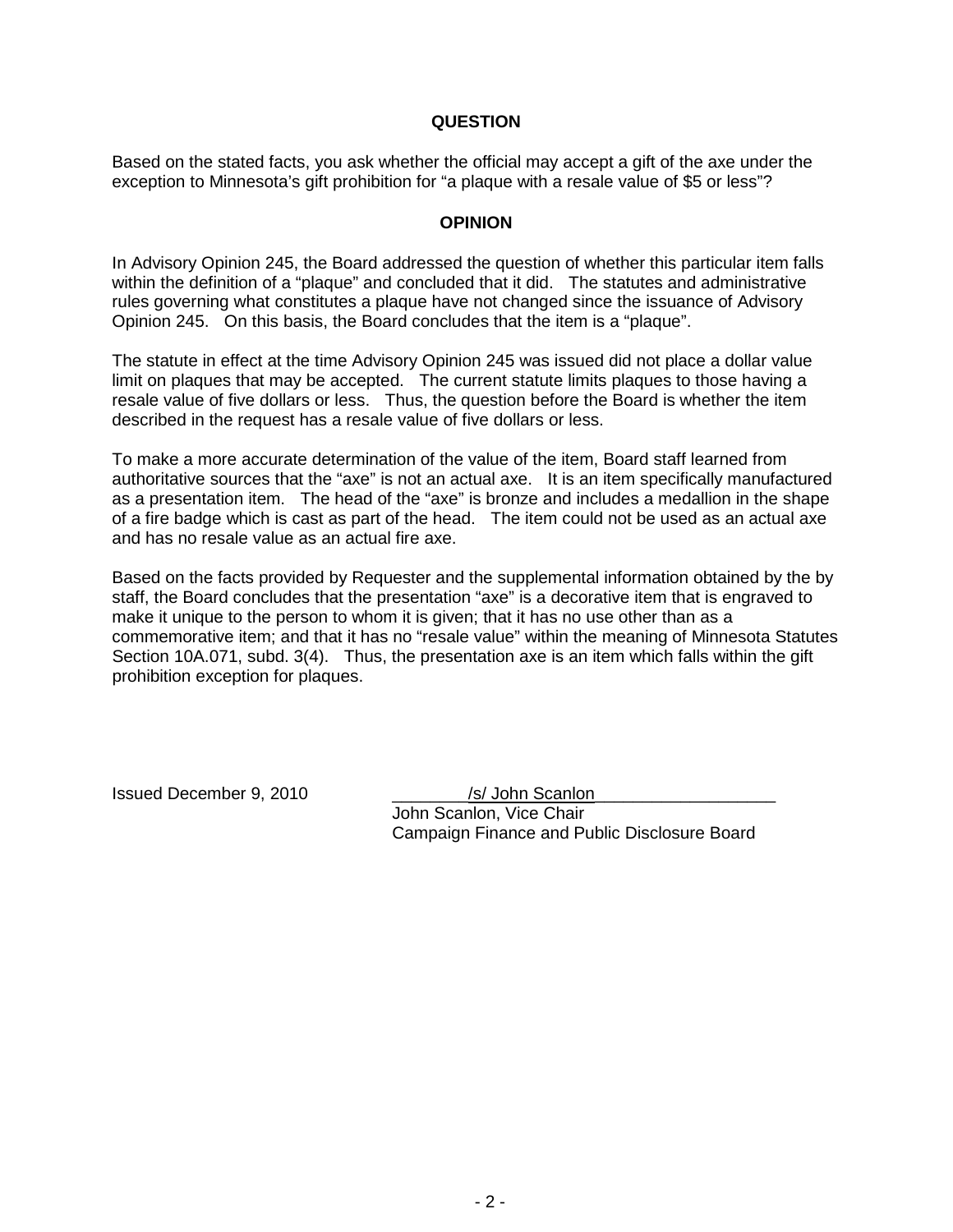## QUESTION

Based on the stated facts, you ask whether the official may accept a gift of the axe under the exception to Minnesota's gift prohibition for "a plaque with a resale value of $5 or less"?

## OPINION

In Advisory Opinion 245, the Board addressed the question of whether this particular item falls within the definition of a "plaque" and concluded that it did. The statutes and administrative rules governing what constitutes a plaque have not changed since the issuance of Advisory Opinion 245. On this basis, the Board concludes that the item is a "plaque".

The statute in effect at the time Advisory Opinion 245 was issued did not place a dollar value limit on plaques that may be accepted. The current statute limits plaques to those having a resale value of five dollars or less. Thus, the question before the Board is whether the item described in the request has a resale value of five dollars or less.

To make a more accurate determination of the value of the item, Board staff learned from authoritative sources that the "axe" is not an actual axe. It is an item specifically manufactured as a presentation item. The head of the "axe" is bronze and includes a medallion in the shape of a fire badge which is cast as part of the head. The item could not be used as an actual axe and has no resale value as an actual fire axe.

Based on the facts provided by Requester and the supplemental information obtained by the by staff, the Board concludes that the presentation "axe" is a decorative item that is engraved to make it unique to the person to whom it is given; that it has no use other than as a commemorative item; and that it has no "resale value" within the meaning of Minnesota Statutes Section 10A.071, subd. 3(4). Thus, the presentation axe is an item which falls within the gift prohibition exception for plaques.

Issued December 9, 2010

/s/ John Scanlon
John Scanlon, Vice Chair
Campaign Finance and Public Disclosure Board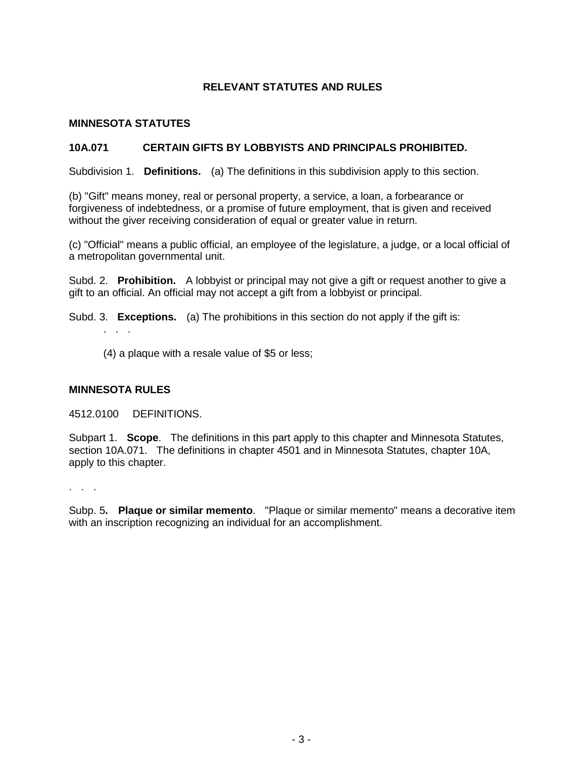## RELEVANT STATUTES AND RULES

### MINNESOTA STATUTES

**10A.071 CERTAIN GIFTS BY LOBBYISTS AND PRINCIPALS PROHIBITED.**

Subdivision 1. **Definitions.** (a) The definitions in this subdivision apply to this section.

(b) "Gift" means money, real or personal property, a service, a loan, a forbearance or forgiveness of indebtedness, or a promise of future employment, that is given and received without the giver receiving consideration of equal or greater value in return.

(c) "Official" means a public official, an employee of the legislature, a judge, or a local official of a metropolitan governmental unit.

Subd. 2. **Prohibition.** A lobbyist or principal may not give a gift or request another to give a gift to an official. An official may not accept a gift from a lobbyist or principal.

Subd. 3. **Exceptions.** (a) The prohibitions in this section do not apply if the gift is:

. . .

(4) a plaque with a resale value of $5 or less;

### MINNESOTA RULES

4512.0100 DEFINITIONS.

Subpart 1. **Scope**. The definitions in this part apply to this chapter and Minnesota Statutes, section 10A.071. The definitions in chapter 4501 and in Minnesota Statutes, chapter 10A, apply to this chapter.

. . .

Subp. 5**. Plaque or similar memento**. "Plaque or similar memento" means a decorative item with an inscription recognizing an individual for an accomplishment.